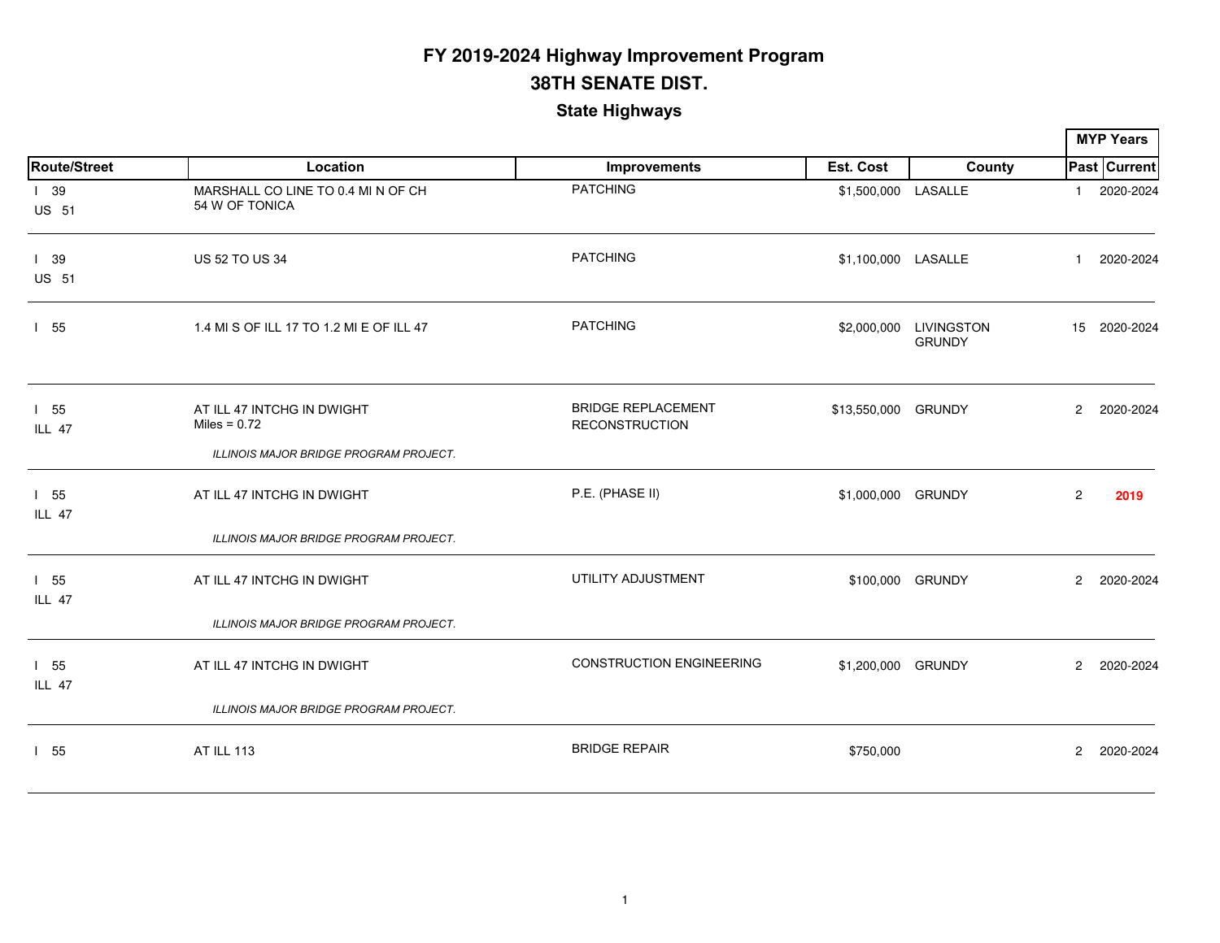# FY 2019-2024 Highway Improvement Program

## 38TH SENATE DIST.

### State Highways

| Route/Street | Location | Improvements | Est. Cost | County | MYP Years Past | MYP Years Current |
|---|---|---|---|---|---|---|
| I 39<br>US 51 | MARSHALL CO LINE TO 0.4 MI N OF CH 54 W OF TONICA | PATCHING | $1,500,000 | LASALLE | 1 | 2020-2024 |
| I 39<br>US 51 | US 52 TO US 34 | PATCHING | $1,100,000 | LASALLE | 1 | 2020-2024 |
| I 55 | 1.4 MI S OF ILL 17 TO 1.2 MI E OF ILL 47 | PATCHING | $2,000,000 | LIVINGSTON<br>GRUNDY | 15 | 2020-2024 |
| I 55<br>ILL 47 | AT ILL 47 INTCHG IN DWIGHT<br>Miles = 0.72<br>*ILLINOIS MAJOR BRIDGE PROGRAM PROJECT.* | BRIDGE REPLACEMENT<br>RECONSTRUCTION | $13,550,000 | GRUNDY | 2 | 2020-2024 |
| I 55<br>ILL 47 | AT ILL 47 INTCHG IN DWIGHT<br>*ILLINOIS MAJOR BRIDGE PROGRAM PROJECT.* | P.E. (PHASE II) | $1,000,000 | GRUNDY | 2 | **2019** |
| I 55<br>ILL 47 | AT ILL 47 INTCHG IN DWIGHT<br>*ILLINOIS MAJOR BRIDGE PROGRAM PROJECT.* | UTILITY ADJUSTMENT | $100,000 | GRUNDY | 2 | 2020-2024 |
| I 55<br>ILL 47 | AT ILL 47 INTCHG IN DWIGHT<br>*ILLINOIS MAJOR BRIDGE PROGRAM PROJECT.* | CONSTRUCTION ENGINEERING | $1,200,000 | GRUNDY | 2 | 2020-2024 |
| I 55 | AT ILL 113 | BRIDGE REPAIR | $750,000 | | 2 | 2020-2024 |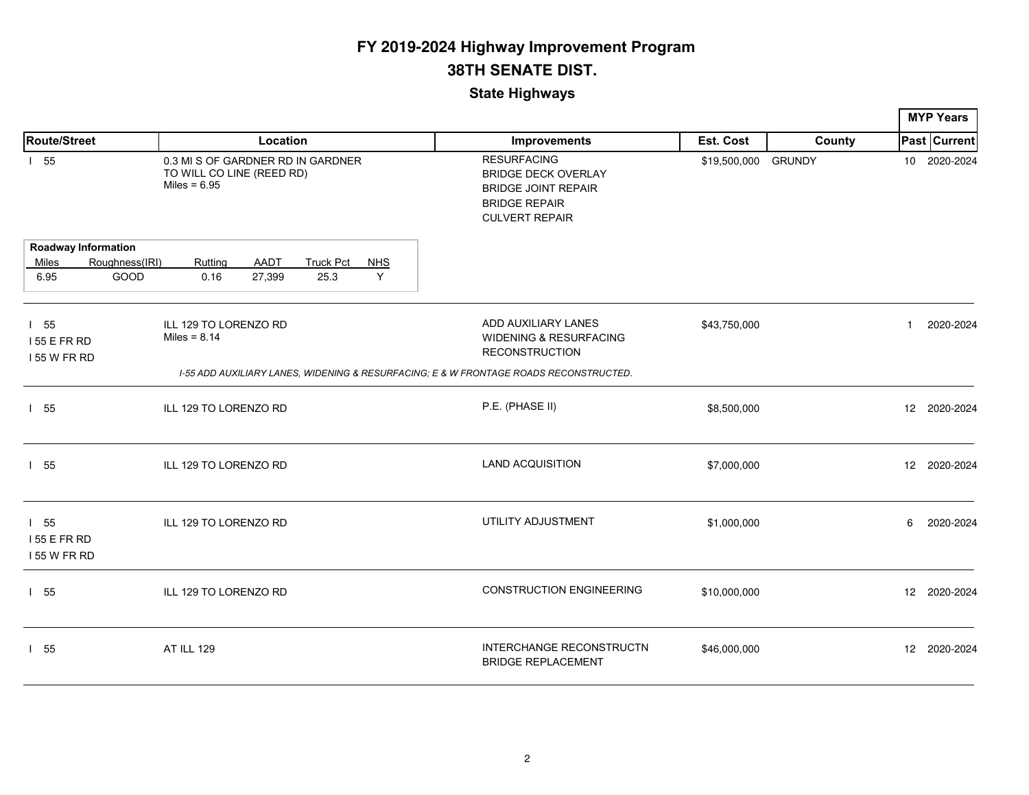# FY 2019-2024 Highway Improvement Program

## 38TH SENATE DIST.

### State Highways

| Route/Street | Location | Improvements | Est. Cost | County | MYP Years Past | MYP Years Current |
|---|---|---|---|---|---|---|
| I 55 | 0.3 MI S OF GARDNER RD IN GARDNER TO WILL CO LINE (REED RD) Miles = 6.95 | RESURFACING<br>BRIDGE DECK OVERLAY<br>BRIDGE JOINT REPAIR<br>BRIDGE REPAIR<br>CULVERT REPAIR | $19,500,000 | GRUNDY | 10 | 2020-2024 |

**Roadway Information**

| Miles | Roughness(IRI) | Rutting | AADT | Truck Pct | NHS |
|---|---|---|---|---|---|
| 6.95 | GOOD | 0.16 | 27,399 | 25.3 | Y |

| Route/Street | Location | Improvements | Est. Cost | County | MYP Years Past | MYP Years Current |
|---|---|---|---|---|---|---|
| I 55<br>I 55 E FR RD<br>I 55 W FR RD | ILL 129 TO LORENZO RD Miles = 8.14 | ADD AUXILIARY LANES<br>WIDENING & RESURFACING<br>RECONSTRUCTION | $43,750,000 | | 1 | 2020-2024 |

*I-55 ADD AUXILIARY LANES, WIDENING & RESURFACING; E & W FRONTAGE ROADS RECONSTRUCTED.*

| Route/Street | Location | Improvements | Est. Cost | County | MYP Years Past | MYP Years Current |
|---|---|---|---|---|---|---|
| I 55 | ILL 129 TO LORENZO RD | P.E. (PHASE II) | $8,500,000 | | 12 | 2020-2024 |
| I 55 | ILL 129 TO LORENZO RD | LAND ACQUISITION | $7,000,000 | | 12 | 2020-2024 |
| I 55<br>I 55 E FR RD<br>I 55 W FR RD | ILL 129 TO LORENZO RD | UTILITY ADJUSTMENT | $1,000,000 | | 6 | 2020-2024 |
| I 55 | ILL 129 TO LORENZO RD | CONSTRUCTION ENGINEERING | $10,000,000 | | 12 | 2020-2024 |
| I 55 | AT ILL 129 | INTERCHANGE RECONSTRUCTN<br>BRIDGE REPLACEMENT | $46,000,000 | | 12 | 2020-2024 |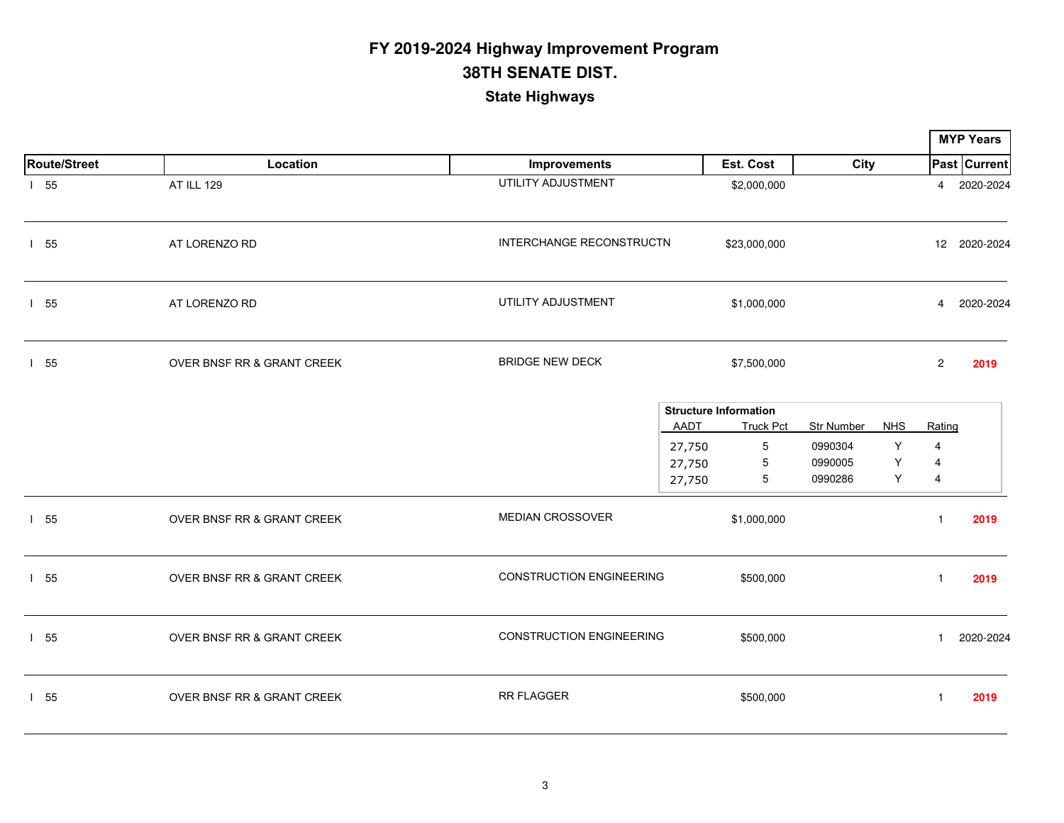# FY 2019-2024 Highway Improvement Program

## 38TH SENATE DIST.

### State Highways

| Route/Street | Location | Improvements | Est. Cost | City | MYP Years Past | MYP Years Current |
|---|---|---|---|---|---|---|
| I 55 | AT ILL 129 | UTILITY ADJUSTMENT | $2,000,000 | | 4 | 2020-2024 |
| I 55 | AT LORENZO RD | INTERCHANGE RECONSTRUCTN | $23,000,000 | | 12 | 2020-2024 |
| I 55 | AT LORENZO RD | UTILITY ADJUSTMENT | $1,000,000 | | 4 | 2020-2024 |
| I 55 | OVER BNSF RR & GRANT CREEK | BRIDGE NEW DECK | $7,500,000 | | 2 | **2019** |

**Structure Information**

| AADT | Truck Pct | Str Number | NHS | Rating |
|---|---|---|---|---|
| 27,750 | 5 | 0990304 | Y | 4 |
| 27,750 | 5 | 0990005 | Y | 4 |
| 27,750 | 5 | 0990286 | Y | 4 |

| Route/Street | Location | Improvements | Est. Cost | City | MYP Years Past | MYP Years Current |
|---|---|---|---|---|---|---|
| I 55 | OVER BNSF RR & GRANT CREEK | MEDIAN CROSSOVER | $1,000,000 | | 1 | **2019** |
| I 55 | OVER BNSF RR & GRANT CREEK | CONSTRUCTION ENGINEERING | $500,000 | | 1 | **2019** |
| I 55 | OVER BNSF RR & GRANT CREEK | CONSTRUCTION ENGINEERING | $500,000 | | 1 | 2020-2024 |
| I 55 | OVER BNSF RR & GRANT CREEK | RR FLAGGER | $500,000 | | 1 | **2019** |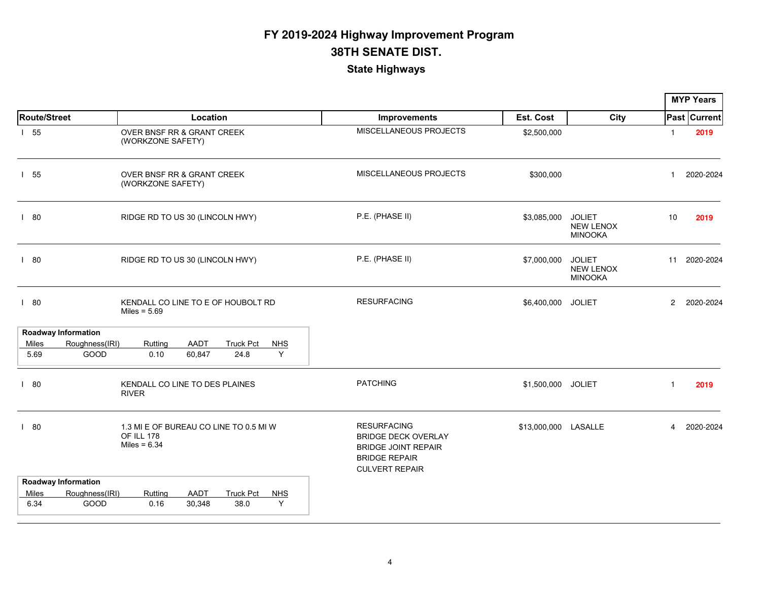# FY 2019-2024 Highway Improvement Program

## 38TH SENATE DIST.

### State Highways

| Route/Street | Location | Improvements | Est. Cost | City | MYP Years Past | MYP Years Current |
|---|---|---|---|---|---|---|
| I 55 | OVER BNSF RR & GRANT CREEK (WORKZONE SAFETY) | MISCELLANEOUS PROJECTS | $2,500,000 | | 1 | **2019** |
| I 55 | OVER BNSF RR & GRANT CREEK (WORKZONE SAFETY) | MISCELLANEOUS PROJECTS | $300,000 | | 1 | 2020-2024 |
| I 80 | RIDGE RD TO US 30 (LINCOLN HWY) | P.E. (PHASE II) | $3,085,000 | JOLIET NEW LENOX MINOOKA | 10 | **2019** |
| I 80 | RIDGE RD TO US 30 (LINCOLN HWY) | P.E. (PHASE II) | $7,000,000 | JOLIET NEW LENOX MINOOKA | 11 | 2020-2024 |
| I 80 | KENDALL CO LINE TO E OF HOUBOLT RD Miles = 5.69 | RESURFACING | $6,400,000 | JOLIET | 2 | 2020-2024 |

**Roadway Information**

| Miles | Roughness(IRI) | Rutting | AADT | Truck Pct | NHS |
|---|---|---|---|---|---|
| 5.69 | GOOD | 0.10 | 60,847 | 24.8 | Y |

| Route/Street | Location | Improvements | Est. Cost | City | MYP Years Past | MYP Years Current |
|---|---|---|---|---|---|---|
| I 80 | KENDALL CO LINE TO DES PLAINES RIVER | PATCHING | $1,500,000 | JOLIET | 1 | **2019** |
| I 80 | 1.3 MI E OF BUREAU CO LINE TO 0.5 MI W OF ILL 178 Miles = 6.34 | RESURFACING BRIDGE DECK OVERLAY BRIDGE JOINT REPAIR BRIDGE REPAIR CULVERT REPAIR | $13,000,000 | LASALLE | 4 | 2020-2024 |

**Roadway Information**

| Miles | Roughness(IRI) | Rutting | AADT | Truck Pct | NHS |
|---|---|---|---|---|---|
| 6.34 | GOOD | 0.16 | 30,348 | 38.0 | Y |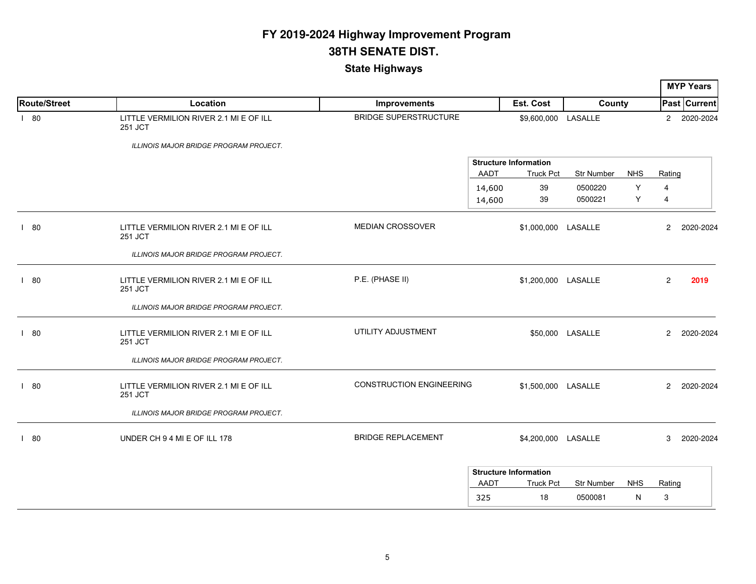# FY 2019-2024 Highway Improvement Program

## 38TH SENATE DIST.

### State Highways

| Route/Street | Location | Improvements | Est. Cost | County | MYP Years Past | MYP Years Current |
|---|---|---|---|---|---|---|
| I 80 | LITTLE VERMILION RIVER 2.1 MI E OF ILL 251 JCT | BRIDGE SUPERSTRUCTURE | $9,600,000 | LASALLE | 2 | 2020-2024 |
| | *ILLINOIS MAJOR BRIDGE PROGRAM PROJECT.* | | | | | |

**Structure Information**

| AADT | Truck Pct | Str Number | NHS | Rating |
|---|---|---|---|---|
| 14,600 | 39 | 0500220 | Y | 4 |
| 14,600 | 39 | 0500221 | Y | 4 |

| Route/Street | Location | Improvements | Est. Cost | County | MYP Years Past | MYP Years Current |
|---|---|---|---|---|---|---|
| I 80 | LITTLE VERMILION RIVER 2.1 MI E OF ILL 251 JCT | MEDIAN CROSSOVER | $1,000,000 | LASALLE | 2 | 2020-2024 |
| | *ILLINOIS MAJOR BRIDGE PROGRAM PROJECT.* | | | | | |
| I 80 | LITTLE VERMILION RIVER 2.1 MI E OF ILL 251 JCT | P.E. (PHASE II) | $1,200,000 | LASALLE | 2 | **2019** |
| | *ILLINOIS MAJOR BRIDGE PROGRAM PROJECT.* | | | | | |
| I 80 | LITTLE VERMILION RIVER 2.1 MI E OF ILL 251 JCT | UTILITY ADJUSTMENT | $50,000 | LASALLE | 2 | 2020-2024 |
| | *ILLINOIS MAJOR BRIDGE PROGRAM PROJECT.* | | | | | |
| I 80 | LITTLE VERMILION RIVER 2.1 MI E OF ILL 251 JCT | CONSTRUCTION ENGINEERING | $1,500,000 | LASALLE | 2 | 2020-2024 |
| | *ILLINOIS MAJOR BRIDGE PROGRAM PROJECT.* | | | | | |
| I 80 | UNDER CH 9 4 MI E OF ILL 178 | BRIDGE REPLACEMENT | $4,200,000 | LASALLE | 3 | 2020-2024 |

**Structure Information**

| AADT | Truck Pct | Str Number | NHS | Rating |
|---|---|---|---|---|
| 325 | 18 | 0500081 | N | 3 |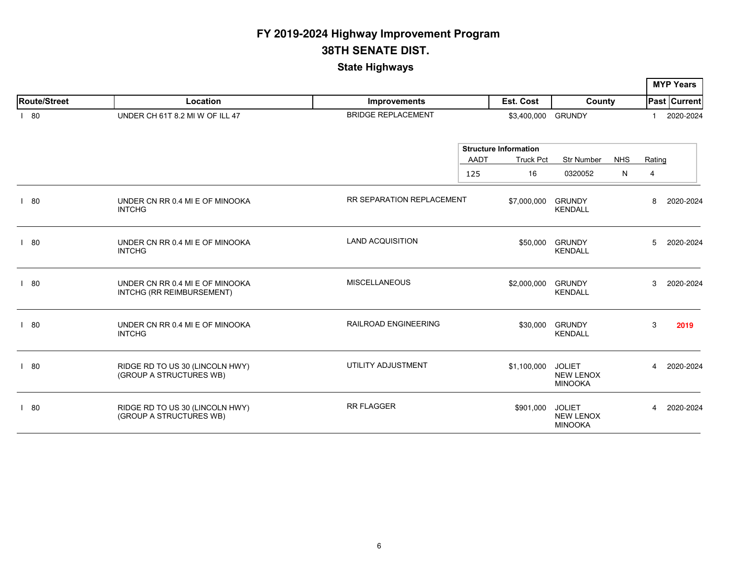# FY 2019-2024 Highway Improvement Program

## 38TH SENATE DIST.

### State Highways

| Route/Street | Location | Improvements | Est. Cost | County | MYP Years Past | MYP Years Current |
|---|---|---|---|---|---|---|
| I 80 | UNDER CH 61T 8.2 MI W OF ILL 47 | BRIDGE REPLACEMENT | $3,400,000 | GRUNDY | 1 | 2020-2024 |
| | Structure Information: AADT 125; Truck Pct 16; Str Number 0320052; NHS N; Rating 4 | | | | | |
| I 80 | UNDER CN RR 0.4 MI E OF MINOOKA INTCHG | RR SEPARATION REPLACEMENT | $7,000,000 | GRUNDY KENDALL | 8 | 2020-2024 |
| I 80 | UNDER CN RR 0.4 MI E OF MINOOKA INTCHG | LAND ACQUISITION | $50,000 | GRUNDY KENDALL | 5 | 2020-2024 |
| I 80 | UNDER CN RR 0.4 MI E OF MINOOKA INTCHG (RR REIMBURSEMENT) | MISCELLANEOUS | $2,000,000 | GRUNDY KENDALL | 3 | 2020-2024 |
| I 80 | UNDER CN RR 0.4 MI E OF MINOOKA INTCHG | RAILROAD ENGINEERING | $30,000 | GRUNDY KENDALL | 3 | **2019** |
| I 80 | RIDGE RD TO US 30 (LINCOLN HWY) (GROUP A STRUCTURES WB) | UTILITY ADJUSTMENT | $1,100,000 | JOLIET NEW LENOX MINOOKA | 4 | 2020-2024 |
| I 80 | RIDGE RD TO US 30 (LINCOLN HWY) (GROUP A STRUCTURES WB) | RR FLAGGER | $901,000 | JOLIET NEW LENOX MINOOKA | 4 | 2020-2024 |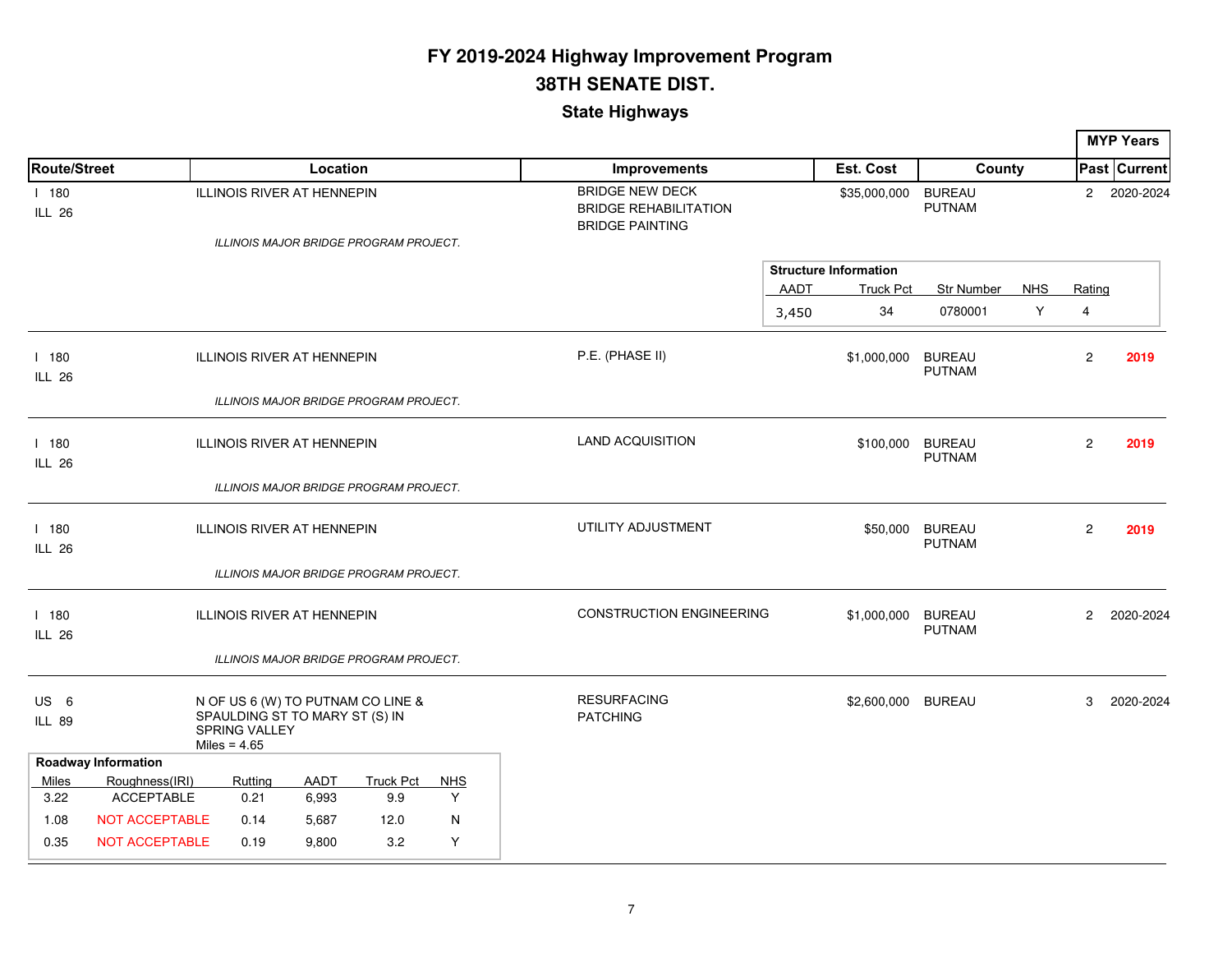# FY 2019-2024 Highway Improvement Program

## 38TH SENATE DIST.

### State Highways

| Route/Street | Location | Improvements | Est. Cost | County | MYP Years Past | MYP Years Current |
|---|---|---|---|---|---|---|
| I 180 ILL 26 | ILLINOIS RIVER AT HENNEPIN *ILLINOIS MAJOR BRIDGE PROGRAM PROJECT.* | BRIDGE NEW DECK BRIDGE REHABILITATION BRIDGE PAINTING | $35,000,000 | BUREAU PUTNAM | 2 | 2020-2024 |

**Structure Information**

| AADT | Truck Pct | Str Number | NHS | Rating |
|---|---|---|---|---|
| 3,450 | 34 | 0780001 | Y | 4 |

| Route/Street | Location | Improvements | Est. Cost | County | MYP Years Past | MYP Years Current |
|---|---|---|---|---|---|---|
| I 180 ILL 26 | ILLINOIS RIVER AT HENNEPIN *ILLINOIS MAJOR BRIDGE PROGRAM PROJECT.* | P.E. (PHASE II) | $1,000,000 | BUREAU PUTNAM | 2 | 2019 |
| I 180 ILL 26 | ILLINOIS RIVER AT HENNEPIN *ILLINOIS MAJOR BRIDGE PROGRAM PROJECT.* | LAND ACQUISITION | $100,000 | BUREAU PUTNAM | 2 | 2019 |
| I 180 ILL 26 | ILLINOIS RIVER AT HENNEPIN *ILLINOIS MAJOR BRIDGE PROGRAM PROJECT.* | UTILITY ADJUSTMENT | $50,000 | BUREAU PUTNAM | 2 | 2019 |
| I 180 ILL 26 | ILLINOIS RIVER AT HENNEPIN *ILLINOIS MAJOR BRIDGE PROGRAM PROJECT.* | CONSTRUCTION ENGINEERING | $1,000,000 | BUREAU PUTNAM | 2 | 2020-2024 |
| US 6 ILL 89 | N OF US 6 (W) TO PUTNAM CO LINE & SPAULDING ST TO MARY ST (S) IN SPRING VALLEY Miles = 4.65 | RESURFACING PATCHING | $2,600,000 | BUREAU | 3 | 2020-2024 |

**Roadway Information**

| Miles | Roughness(IRI) | Rutting | AADT | Truck Pct | NHS |
|---|---|---|---|---|---|
| 3.22 | ACCEPTABLE | 0.21 | 6,993 | 9.9 | Y |
| 1.08 | NOT ACCEPTABLE | 0.14 | 5,687 | 12.0 | N |
| 0.35 | NOT ACCEPTABLE | 0.19 | 9,800 | 3.2 | Y |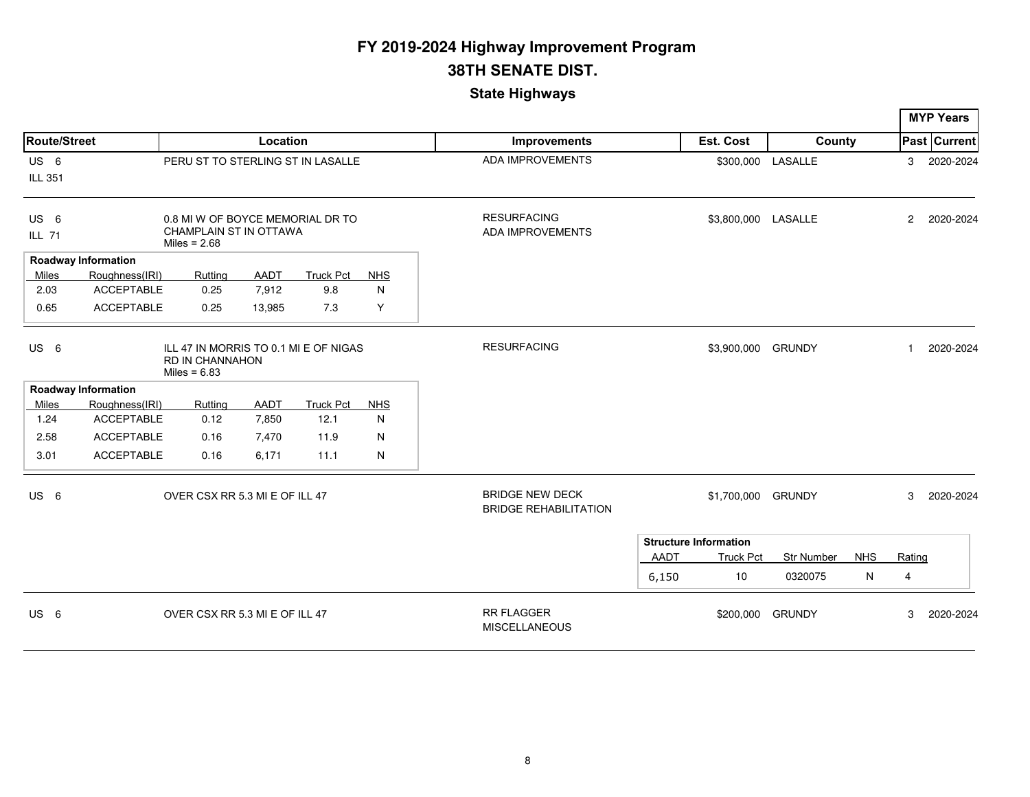# FY 2019-2024 Highway Improvement Program

## 38TH SENATE DIST.

### State Highways

| Route/Street | Location | Improvements | Est. Cost | County | MYP Years Past | MYP Years Current |
|---|---|---|---|---|---|---|
| US 6<br>ILL 351 | PERU ST TO STERLING ST IN LASALLE | ADA IMPROVEMENTS | $300,000 | LASALLE | 3 | 2020-2024 |
| US 6<br>ILL 71 | 0.8 MI W OF BOYCE MEMORIAL DR TO CHAMPLAIN ST IN OTTAWA<br>Miles = 2.68 | RESURFACING<br>ADA IMPROVEMENTS | $3,800,000 | LASALLE | 2 | 2020-2024 |

**Roadway Information**

| Miles | Roughness(IRI) | Rutting | AADT | Truck Pct | NHS |
|---|---|---|---|---|---|
| 2.03 | ACCEPTABLE | 0.25 | 7,912 | 9.8 | N |
| 0.65 | ACCEPTABLE | 0.25 | 13,985 | 7.3 | Y |

| Route/Street | Location | Improvements | Est. Cost | County | MYP Years Past | MYP Years Current |
|---|---|---|---|---|---|---|
| US 6 | ILL 47 IN MORRIS TO 0.1 MI E OF NIGAS RD IN CHANNAHON<br>Miles = 6.83 | RESURFACING | $3,900,000 | GRUNDY | 1 | 2020-2024 |

**Roadway Information**

| Miles | Roughness(IRI) | Rutting | AADT | Truck Pct | NHS |
|---|---|---|---|---|---|
| 1.24 | ACCEPTABLE | 0.12 | 7,850 | 12.1 | N |
| 2.58 | ACCEPTABLE | 0.16 | 7,470 | 11.9 | N |
| 3.01 | ACCEPTABLE | 0.16 | 6,171 | 11.1 | N |

| Route/Street | Location | Improvements | Est. Cost | County | MYP Years Past | MYP Years Current |
|---|---|---|---|---|---|---|
| US 6 | OVER CSX RR 5.3 MI E OF ILL 47 | BRIDGE NEW DECK<br>BRIDGE REHABILITATION | $1,700,000 | GRUNDY | 3 | 2020-2024 |

**Structure Information**

| AADT | Truck Pct | Str Number | NHS | Rating |
|---|---|---|---|---|
| 6,150 | 10 | 0320075 | N | 4 |

| Route/Street | Location | Improvements | Est. Cost | County | MYP Years Past | MYP Years Current |
|---|---|---|---|---|---|---|
| US 6 | OVER CSX RR 5.3 MI E OF ILL 47 | RR FLAGGER<br>MISCELLANEOUS | $200,000 | GRUNDY | 3 | 2020-2024 |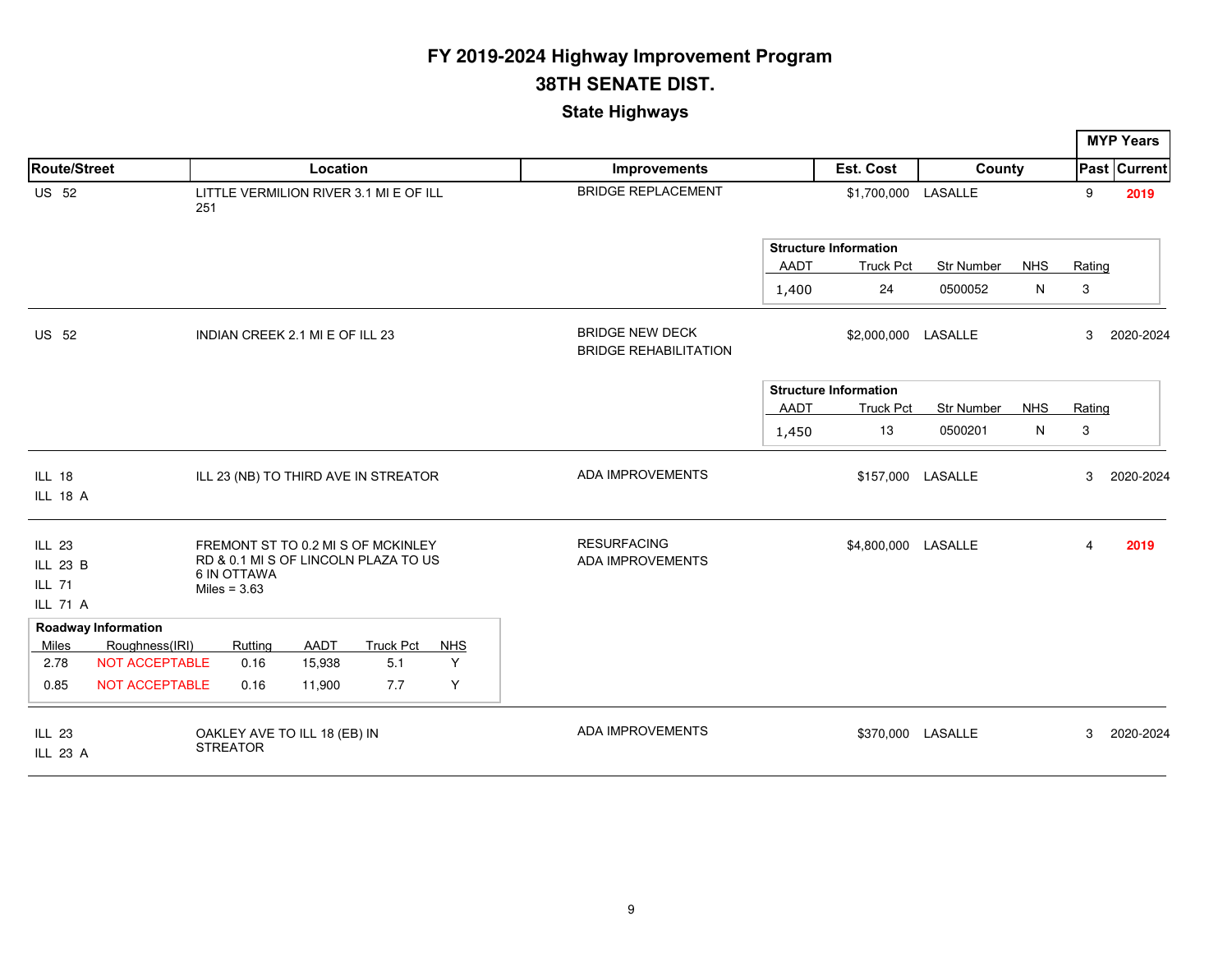# FY 2019-2024 Highway Improvement Program

## 38TH SENATE DIST.

### State Highways

| Route/Street | Location | Improvements | Est. Cost | County | MYP Years Past | MYP Years Current |
|---|---|---|---|---|---|---|
| US 52 | LITTLE VERMILION RIVER 3.1 MI E OF ILL 251 | BRIDGE REPLACEMENT | $1,700,000 | LASALLE | 9 | 2019 |

**Structure Information**

| AADT | Truck Pct | Str Number | NHS | Rating |
|---|---|---|---|---|
| 1,400 | 24 | 0500052 | N | 3 |

| Route/Street | Location | Improvements | Est. Cost | County | MYP Years Past | MYP Years Current |
|---|---|---|---|---|---|---|
| US 52 | INDIAN CREEK 2.1 MI E OF ILL 23 | BRIDGE NEW DECK<br>BRIDGE REHABILITATION | $2,000,000 | LASALLE | 3 | 2020-2024 |

**Structure Information**

| AADT | Truck Pct | Str Number | NHS | Rating |
|---|---|---|---|---|
| 1,450 | 13 | 0500201 | N | 3 |

| Route/Street | Location | Improvements | Est. Cost | County | MYP Years Past | MYP Years Current |
|---|---|---|---|---|---|---|
| ILL 18<br>ILL 18 A | ILL 23 (NB) TO THIRD AVE IN STREATOR | ADA IMPROVEMENTS | $157,000 | LASALLE | 3 | 2020-2024 |
| ILL 23<br>ILL 23 B<br>ILL 71<br>ILL 71 A | FREMONT ST TO 0.2 MI S OF MCKINLEY RD & 0.1 MI S OF LINCOLN PLAZA TO US 6 IN OTTAWA<br>Miles = 3.63 | RESURFACING<br>ADA IMPROVEMENTS | $4,800,000 | LASALLE | 4 | 2019 |

**Roadway Information**

| Miles | Roughness(IRI) | Rutting | AADT | Truck Pct | NHS |
|---|---|---|---|---|---|
| 2.78 | NOT ACCEPTABLE | 0.16 | 15,938 | 5.1 | Y |
| 0.85 | NOT ACCEPTABLE | 0.16 | 11,900 | 7.7 | Y |

| Route/Street | Location | Improvements | Est. Cost | County | MYP Years Past | MYP Years Current |
|---|---|---|---|---|---|---|
| ILL 23<br>ILL 23 A | OAKLEY AVE TO ILL 18 (EB) IN STREATOR | ADA IMPROVEMENTS | $370,000 | LASALLE | 3 | 2020-2024 |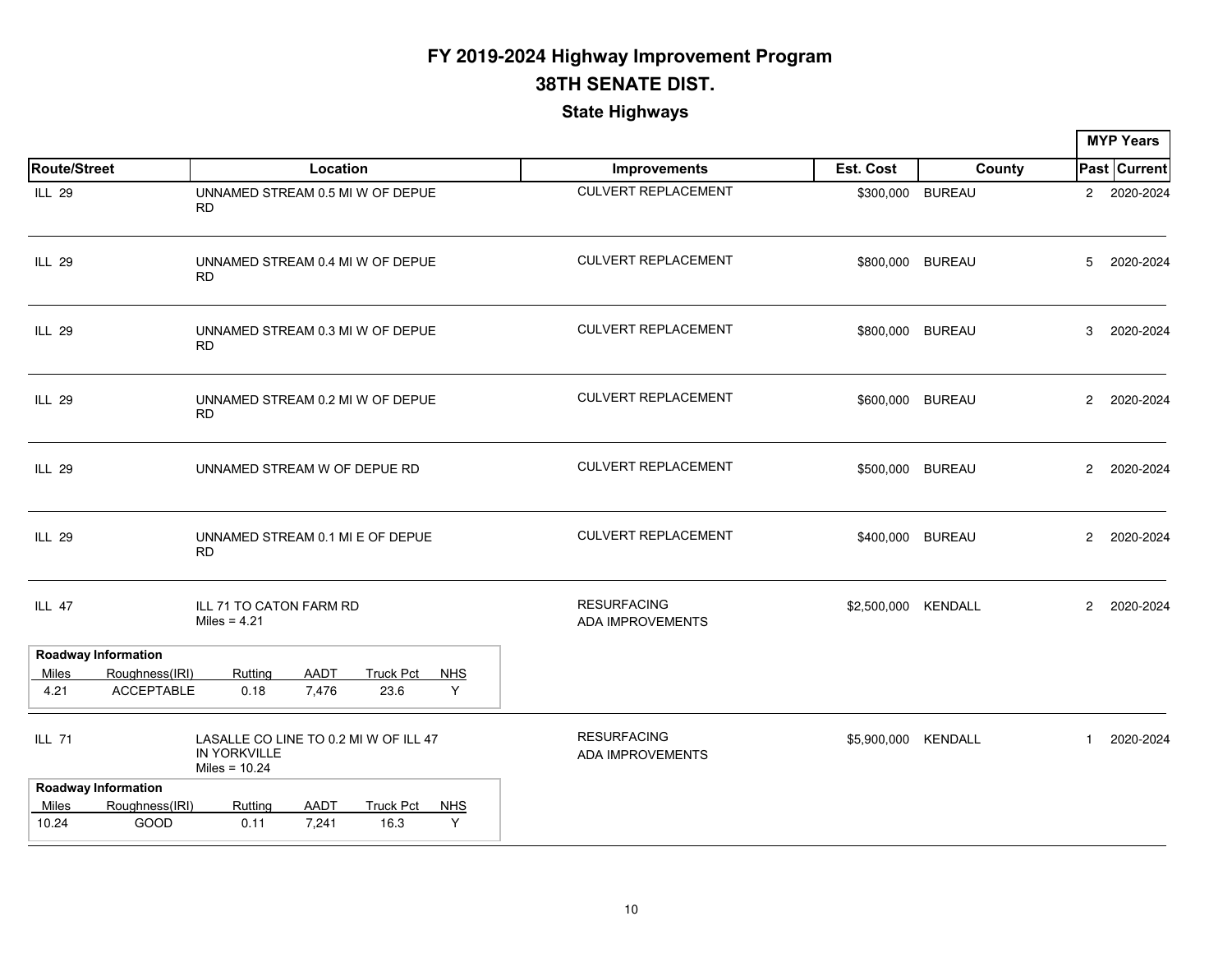# FY 2019-2024 Highway Improvement Program

## 38TH SENATE DIST.

### State Highways

| Route/Street | Location | Improvements | Est. Cost | County | MYP Years Past | MYP Years Current |
|---|---|---|---|---|---|---|
| ILL 29 | UNNAMED STREAM 0.5 MI W OF DEPUE RD | CULVERT REPLACEMENT | $300,000 | BUREAU | 2 | 2020-2024 |
| ILL 29 | UNNAMED STREAM 0.4 MI W OF DEPUE RD | CULVERT REPLACEMENT | $800,000 | BUREAU | 5 | 2020-2024 |
| ILL 29 | UNNAMED STREAM 0.3 MI W OF DEPUE RD | CULVERT REPLACEMENT | $800,000 | BUREAU | 3 | 2020-2024 |
| ILL 29 | UNNAMED STREAM 0.2 MI W OF DEPUE RD | CULVERT REPLACEMENT | $600,000 | BUREAU | 2 | 2020-2024 |
| ILL 29 | UNNAMED STREAM W OF DEPUE RD | CULVERT REPLACEMENT | $500,000 | BUREAU | 2 | 2020-2024 |
| ILL 29 | UNNAMED STREAM 0.1 MI E OF DEPUE RD | CULVERT REPLACEMENT | $400,000 | BUREAU | 2 | 2020-2024 |
| ILL 47 | ILL 71 TO CATON FARM RD<br>Miles = 4.21 | RESURFACING<br>ADA IMPROVEMENTS | $2,500,000 | KENDALL | 2 | 2020-2024 |

**Roadway Information**

| Miles | Roughness(IRI) | Rutting | AADT | Truck Pct | NHS |
|---|---|---|---|---|---|
| 4.21 | ACCEPTABLE | 0.18 | 7,476 | 23.6 | Y |

| Route/Street | Location | Improvements | Est. Cost | County | MYP Years Past | MYP Years Current |
|---|---|---|---|---|---|---|
| ILL 71 | LASALLE CO LINE TO 0.2 MI W OF ILL 47 IN YORKVILLE<br>Miles = 10.24 | RESURFACING<br>ADA IMPROVEMENTS | $5,900,000 | KENDALL | 1 | 2020-2024 |

**Roadway Information**

| Miles | Roughness(IRI) | Rutting | AADT | Truck Pct | NHS |
|---|---|---|---|---|---|
| 10.24 | GOOD | 0.11 | 7,241 | 16.3 | Y |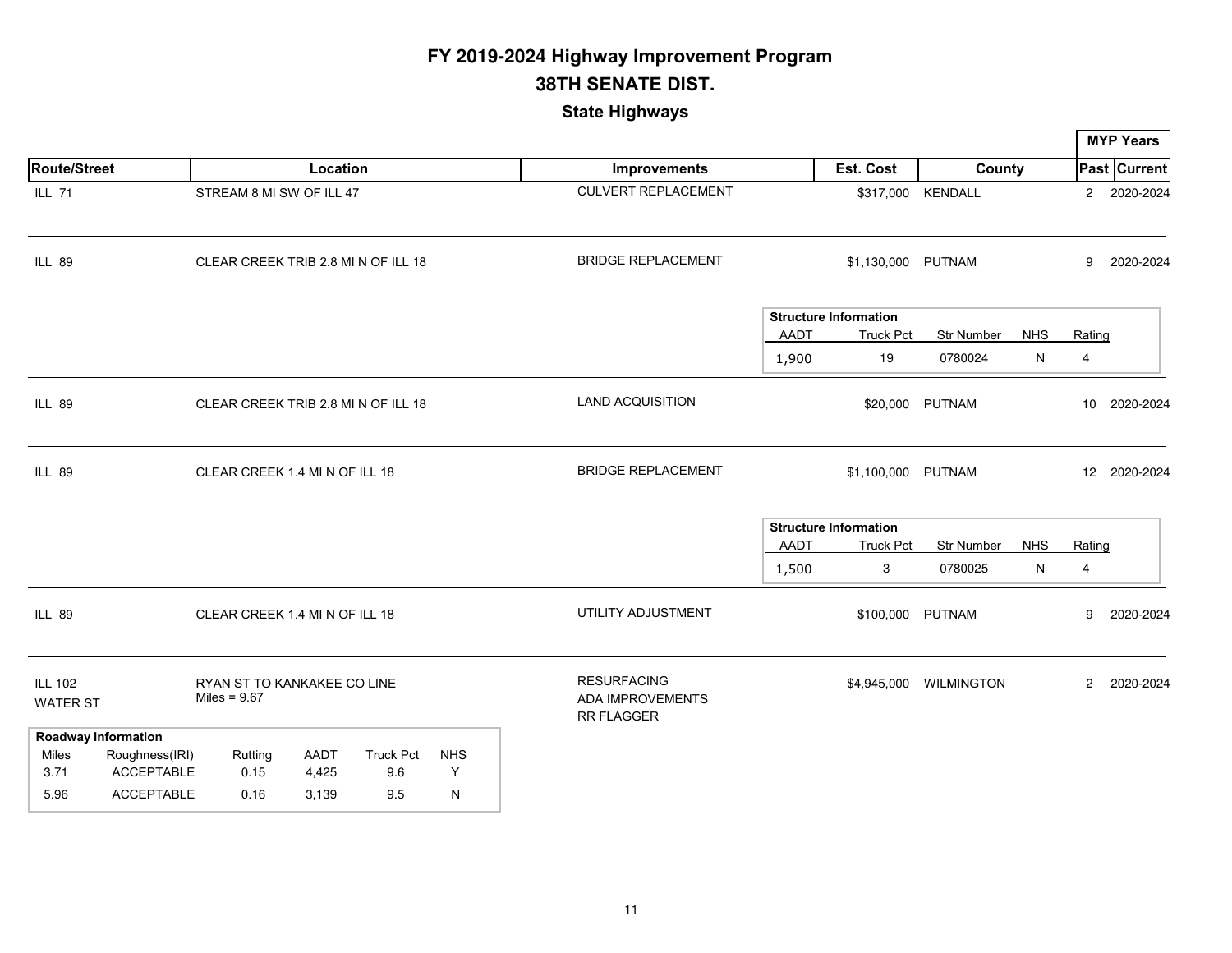# FY 2019-2024 Highway Improvement Program

## 38TH SENATE DIST.

### State Highways

| Route/Street | Location | Improvements | Est. Cost | County | MYP Years Past | MYP Years Current |
|---|---|---|---|---|---|---|
| ILL 71 | STREAM 8 MI SW OF ILL 47 | CULVERT REPLACEMENT | $317,000 | KENDALL | 2 | 2020-2024 |
| ILL 89 | CLEAR CREEK TRIB 2.8 MI N OF ILL 18 | BRIDGE REPLACEMENT | $1,130,000 | PUTNAM | 9 | 2020-2024 |

**Structure Information**

| AADT | Truck Pct | Str Number | NHS | Rating |
|---|---|---|---|---|
| 1,900 | 19 | 0780024 | N | 4 |

| Route/Street | Location | Improvements | Est. Cost | County | MYP Years Past | MYP Years Current |
|---|---|---|---|---|---|---|
| ILL 89 | CLEAR CREEK TRIB 2.8 MI N OF ILL 18 | LAND ACQUISITION | $20,000 | PUTNAM | 10 | 2020-2024 |
| ILL 89 | CLEAR CREEK 1.4 MI N OF ILL 18 | BRIDGE REPLACEMENT | $1,100,000 | PUTNAM | 12 | 2020-2024 |

**Structure Information**

| AADT | Truck Pct | Str Number | NHS | Rating |
|---|---|---|---|---|
| 1,500 | 3 | 0780025 | N | 4 |

| Route/Street | Location | Improvements | Est. Cost | County | MYP Years Past | MYP Years Current |
|---|---|---|---|---|---|---|
| ILL 89 | CLEAR CREEK 1.4 MI N OF ILL 18 | UTILITY ADJUSTMENT | $100,000 | PUTNAM | 9 | 2020-2024 |
| ILL 102<br>WATER ST | RYAN ST TO KANKAKEE CO LINE<br>Miles = 9.67 | RESURFACING<br>ADA IMPROVEMENTS<br>RR FLAGGER | $4,945,000 | WILMINGTON | 2 | 2020-2024 |

**Roadway Information**

| Miles | Roughness(IRI) | Rutting | AADT | Truck Pct | NHS |
|---|---|---|---|---|---|
| 3.71 | ACCEPTABLE | 0.15 | 4,425 | 9.6 | Y |
| 5.96 | ACCEPTABLE | 0.16 | 3,139 | 9.5 | N |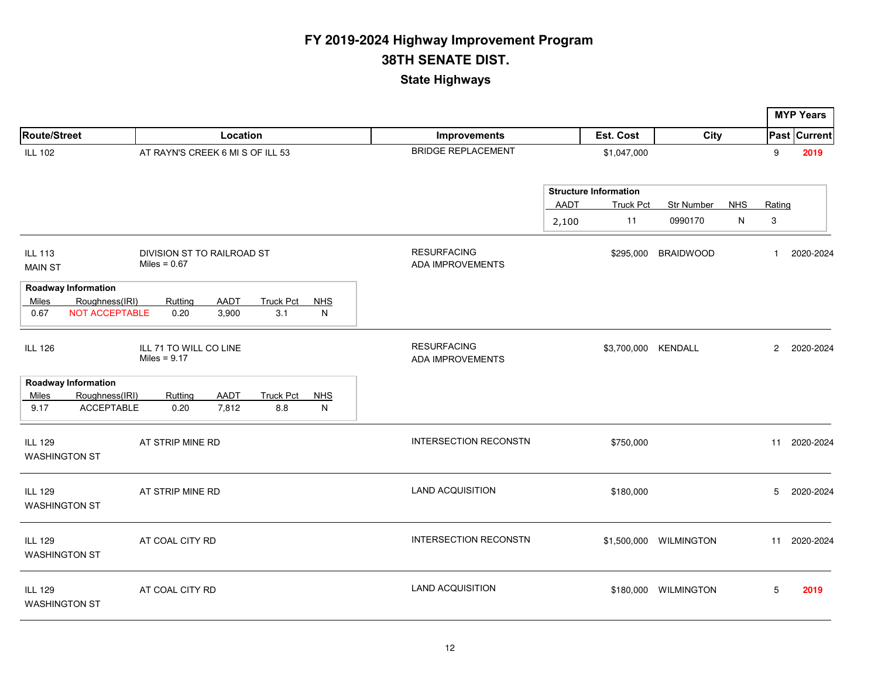# FY 2019-2024 Highway Improvement Program

## 38TH SENATE DIST.

### State Highways

| Route/Street | Location | Improvements | Est. Cost | City | MYP Years Past | MYP Years Current |
|---|---|---|---|---|---|---|
| ILL 102 | AT RAYN'S CREEK 6 MI S OF ILL 53 | BRIDGE REPLACEMENT | $1,047,000 | | 9 | **2019** |
| ILL 113 MAIN ST | DIVISION ST TO RAILROAD ST Miles = 0.67 | RESURFACING ADA IMPROVEMENTS | $295,000 | BRAIDWOOD | 1 | 2020-2024 |
| ILL 126 | ILL 71 TO WILL CO LINE Miles = 9.17 | RESURFACING ADA IMPROVEMENTS | $3,700,000 | KENDALL | 2 | 2020-2024 |
| ILL 129 WASHINGTON ST | AT STRIP MINE RD | INTERSECTION RECONSTN | $750,000 | | 11 | 2020-2024 |
| ILL 129 WASHINGTON ST | AT STRIP MINE RD | LAND ACQUISITION | $180,000 | | 5 | 2020-2024 |
| ILL 129 WASHINGTON ST | AT COAL CITY RD | INTERSECTION RECONSTN | $1,500,000 | WILMINGTON | 11 | 2020-2024 |
| ILL 129 WASHINGTON ST | AT COAL CITY RD | LAND ACQUISITION | $180,000 | WILMINGTON | 5 | **2019** |

**ILL 102 – Structure Information**

| AADT | Truck Pct | Str Number | NHS | Rating |
|---|---|---|---|---|
| 2,100 | 11 | 0990170 | N | 3 |

**ILL 113 – Roadway Information**

| Miles | Roughness(IRI) | Rutting | AADT | Truck Pct | NHS |
|---|---|---|---|---|---|
| 0.67 | NOT ACCEPTABLE | 0.20 | 3,900 | 3.1 | N |

**ILL 126 – Roadway Information**

| Miles | Roughness(IRI) | Rutting | AADT | Truck Pct | NHS |
|---|---|---|---|---|---|
| 9.17 | ACCEPTABLE | 0.20 | 7,812 | 8.8 | N |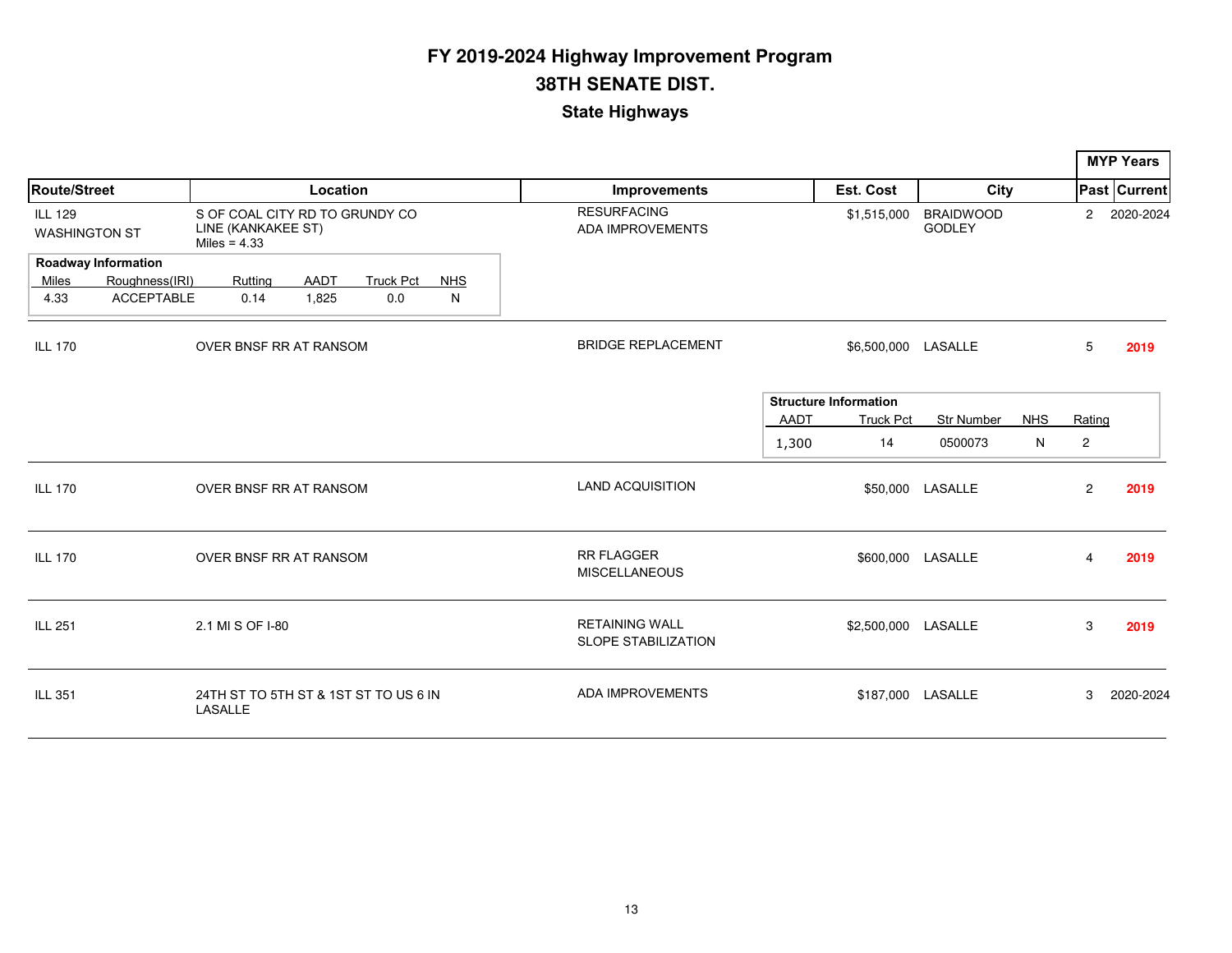# FY 2019-2024 Highway Improvement Program

## 38TH SENATE DIST.

### State Highways

| Route/Street | Location | Improvements | Est. Cost | City | MYP Years Past | MYP Years Current |
|---|---|---|---|---|---|---|
| ILL 129 WASHINGTON ST | S OF COAL CITY RD TO GRUNDY CO LINE (KANKAKEE ST) Miles = 4.33 | RESURFACING ADA IMPROVEMENTS | $1,515,000 | BRAIDWOOD GODLEY | 2 | 2020-2024 |
| ILL 170 | OVER BNSF RR AT RANSOM | BRIDGE REPLACEMENT | $6,500,000 | LASALLE | 5 | 2019 |
| ILL 170 | OVER BNSF RR AT RANSOM | LAND ACQUISITION | $50,000 | LASALLE | 2 | 2019 |
| ILL 170 | OVER BNSF RR AT RANSOM | RR FLAGGER MISCELLANEOUS | $600,000 | LASALLE | 4 | 2019 |
| ILL 251 | 2.1 MI S OF I-80 | RETAINING WALL SLOPE STABILIZATION | $2,500,000 | LASALLE | 3 | 2019 |
| ILL 351 | 24TH ST TO 5TH ST & 1ST ST TO US 6 IN LASALLE | ADA IMPROVEMENTS | $187,000 | LASALLE | 3 | 2020-2024 |

**Roadway Information** (ILL 129 WASHINGTON ST)

| Miles | Roughness(IRI) | Rutting | AADT | Truck Pct | NHS |
|---|---|---|---|---|---|
| 4.33 | ACCEPTABLE | 0.14 | 1,825 | 0.0 | N |

**Structure Information** (ILL 170 OVER BNSF RR AT RANSOM – BRIDGE REPLACEMENT)

| AADT | Truck Pct | Str Number | NHS | Rating |
|---|---|---|---|---|
| 1,300 | 14 | 0500073 | N | 2 |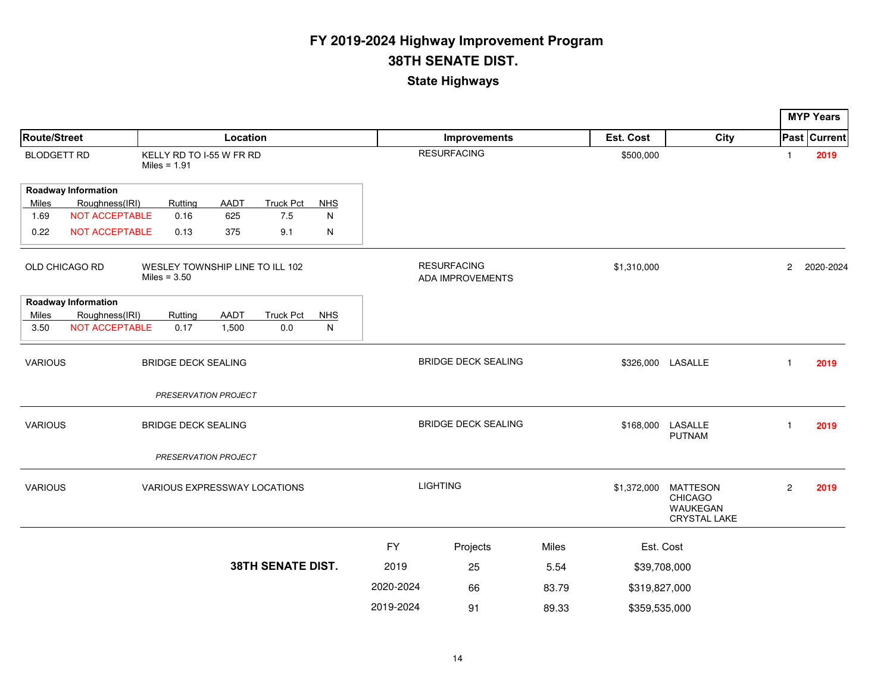# FY 2019-2024 Highway Improvement Program

## 38TH SENATE DIST.

### State Highways

| Route/Street | Location | Improvements | Est. Cost | City | MYP Years Past | MYP Years Current |
|---|---|---|---|---|---|---|
| BLODGETT RD | KELLY RD TO I-55 W FR RD<br>Miles = 1.91 | RESURFACING | $500,000 | | 1 | **2019** |

**Roadway Information**

| Miles | Roughness(IRI) | Rutting | AADT | Truck Pct | NHS |
|---|---|---|---|---|---|
| 1.69 | NOT ACCEPTABLE | 0.16 | 625 | 7.5 | N |
| 0.22 | NOT ACCEPTABLE | 0.13 | 375 | 9.1 | N |

| Route/Street | Location | Improvements | Est. Cost | City | MYP Years Past | MYP Years Current |
|---|---|---|---|---|---|---|
| OLD CHICAGO RD | WESLEY TOWNSHIP LINE TO ILL 102<br>Miles = 3.50 | RESURFACING<br>ADA IMPROVEMENTS | $1,310,000 | | 2 | 2020-2024 |

**Roadway Information**

| Miles | Roughness(IRI) | Rutting | AADT | Truck Pct | NHS |
|---|---|---|---|---|---|
| 3.50 | NOT ACCEPTABLE | 0.17 | 1,500 | 0.0 | N |

| Route/Street | Location | Improvements | Est. Cost | City | MYP Years Past | MYP Years Current |
|---|---|---|---|---|---|---|
| VARIOUS | BRIDGE DECK SEALING<br>*PRESERVATION PROJECT* | BRIDGE DECK SEALING | $326,000 | LASALLE | 1 | **2019** |
| VARIOUS | BRIDGE DECK SEALING<br>*PRESERVATION PROJECT* | BRIDGE DECK SEALING | $168,000 | LASALLE<br>PUTNAM | 1 | **2019** |
| VARIOUS | VARIOUS EXPRESSWAY LOCATIONS | LIGHTING | $1,372,000 | MATTESON<br>CHICAGO<br>WAUKEGAN<br>CRYSTAL LAKE | 2 | **2019** |

| | FY | Projects | Miles | Est. Cost |
|---|---|---|---|---|
| **38TH SENATE DIST.** | 2019 | 25 | 5.54 | $39,708,000 |
| | 2020-2024 | 66 | 83.79 | $319,827,000 |
| | 2019-2024 | 91 | 89.33 | $359,535,000 |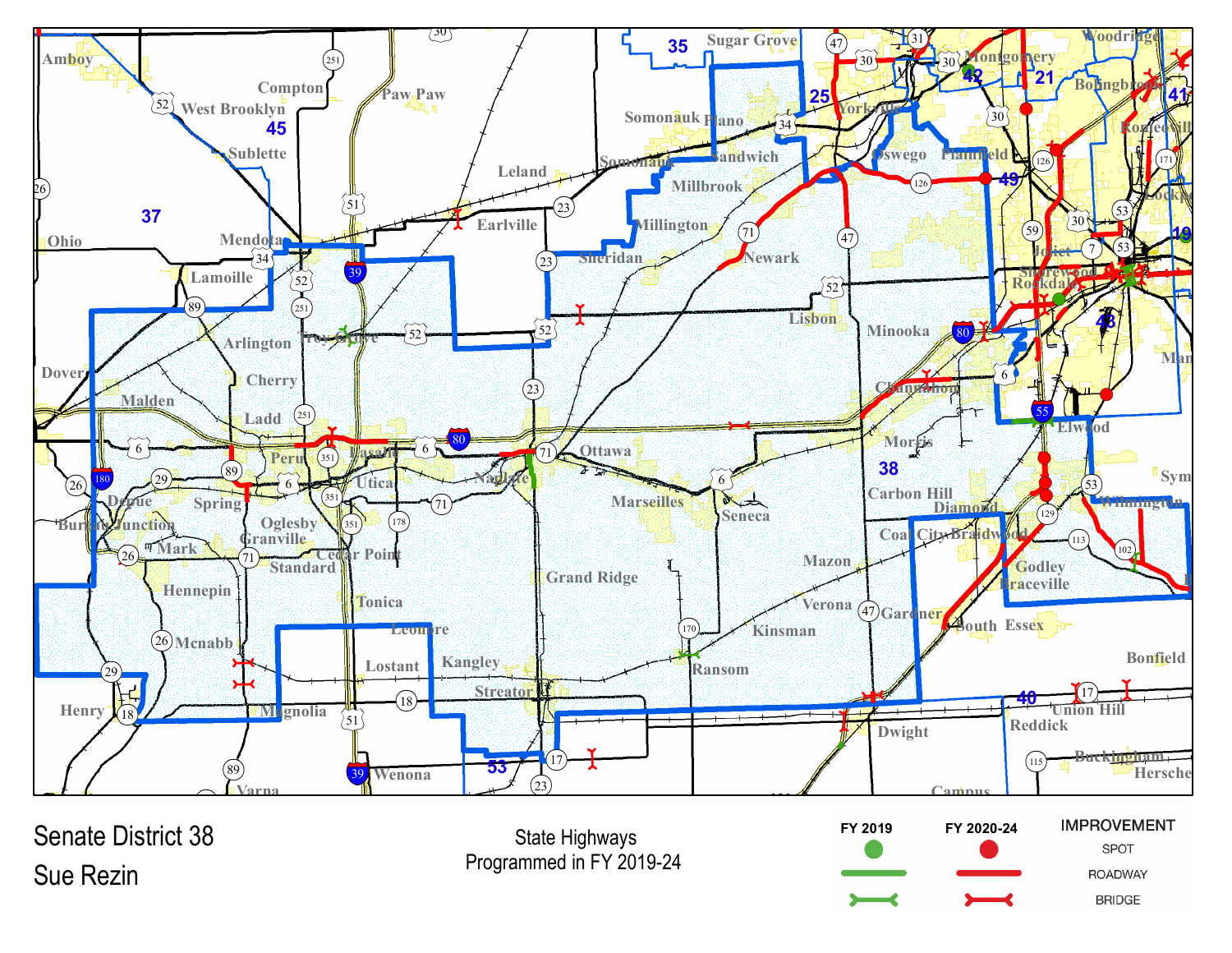Senate District 38

Sue Rezin

State Highways
Programmed in FY 2019-24

FY 2019

FY 2020-24

IMPROVEMENT

SPOT

ROADWAY

BRIDGE